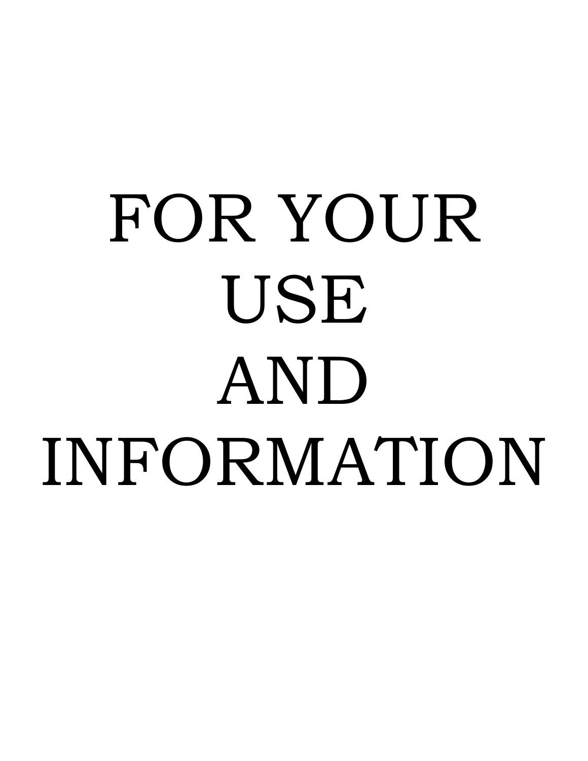# FOR YOUR USE AND INFORMATION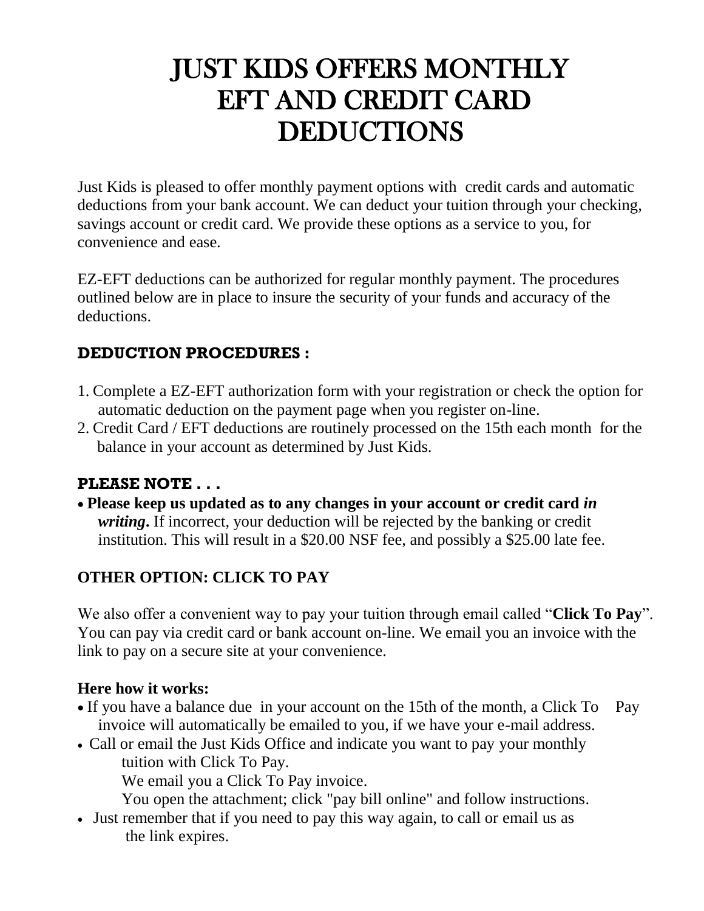# JUST KIDS OFFERS MONTHLY EFT AND CREDIT CARD DEDUCTIONS

Just Kids is pleased to offer monthly payment options with credit cards and automatic deductions from your bank account. We can deduct your tuition through your checking, savings account or credit card. We provide these options as a service to you, for convenience and ease.

EZ-EFT deductions can be authorized for regular monthly payment. The procedures outlined below are in place to insure the security of your funds and accuracy of the deductions.

## DEDUCTION PROCEDURES :

1. Complete a EZ-EFT authorization form with your registration or check the option for automatic deduction on the payment page when you register on-line.
2. Credit Card / EFT deductions are routinely processed on the 15th each month for the balance in your account as determined by Just Kids.

## PLEASE NOTE . . .

- **Please keep us updated as to any changes in your account or credit card *in writing*.** If incorrect, your deduction will be rejected by the banking or credit institution. This will result in a $20.00 NSF fee, and possibly a $25.00 late fee.

## OTHER OPTION: CLICK TO PAY

We also offer a convenient way to pay your tuition through email called "**Click To Pay**". You can pay via credit card or bank account on-line. We email you an invoice with the link to pay on a secure site at your convenience.

**Here how it works:**

- If you have a balance due in your account on the 15th of the month, a Click To Pay invoice will automatically be emailed to you, if we have your e-mail address.
- Call or email the Just Kids Office and indicate you want to pay your monthly tuition with Click To Pay.
  We email you a Click To Pay invoice.
  You open the attachment; click "pay bill online" and follow instructions.
- Just remember that if you need to pay this way again, to call or email us as the link expires.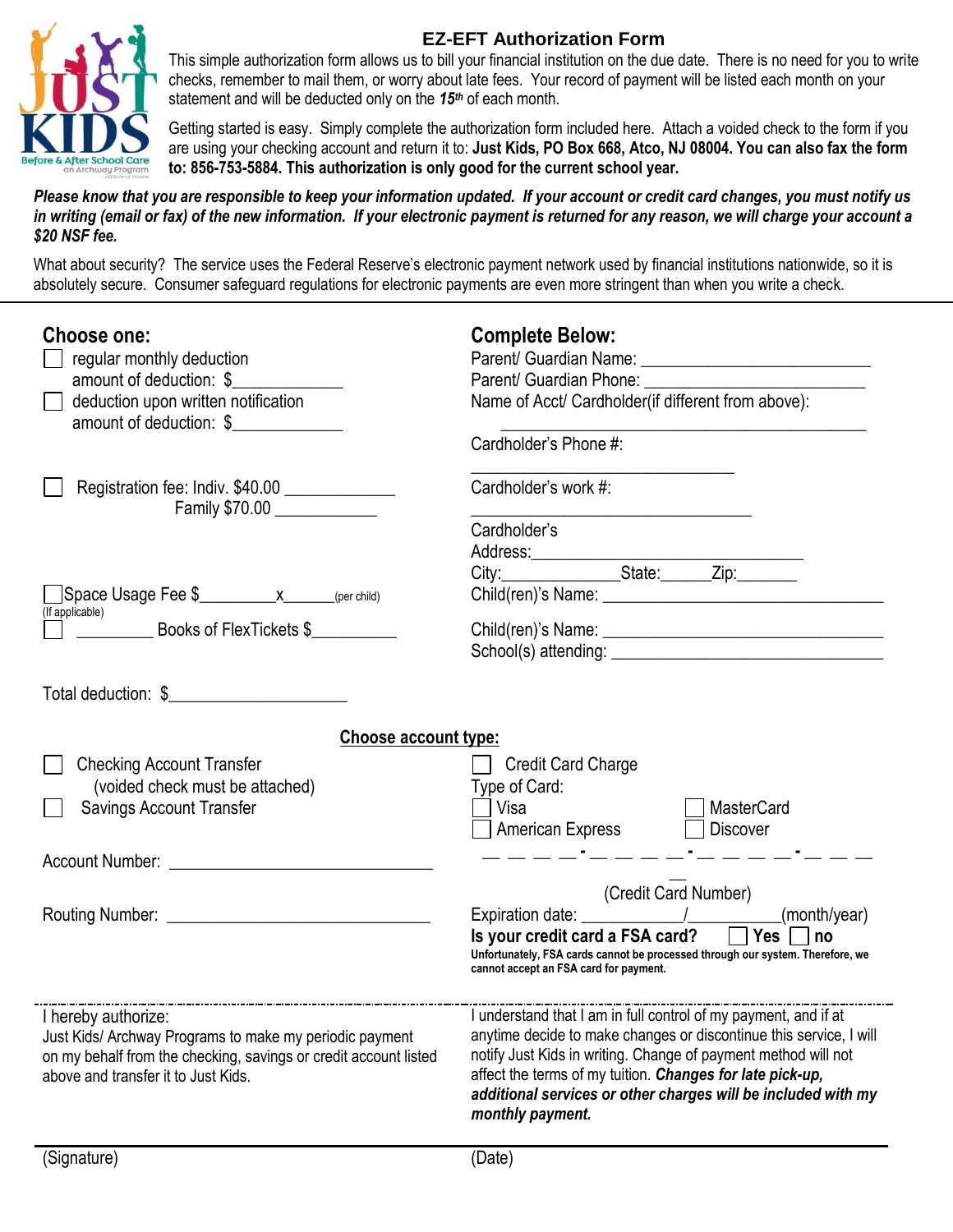# EZ-EFT Authorization Form

This simple authorization form allows us to bill your financial institution on the due date. There is no need for you to write checks, remember to mail them, or worry about late fees. Your record of payment will be listed each month on your statement and will be deducted only on the ***15th*** of each month.

Getting started is easy. Simply complete the authorization form included here. Attach a voided check to the form if you are using your checking account and return it to: **Just Kids, PO Box 668, Atco, NJ 08004. You can also fax the form to: 856-753-5884. This authorization is only good for the current school year.**

***Please know that you are responsible to keep your information updated. If your account or credit card changes, you must notify us in writing (email or fax) of the new information. If your electronic payment is returned for any reason, we will charge your account a $20 NSF fee.***

What about security? The service uses the Federal Reserve's electronic payment network used by financial institutions nationwide, so it is absolutely secure. Consumer safeguard regulations for electronic payments are even more stringent than when you write a check.

---

## Choose one:

☐ regular monthly deduction
amount of deduction: $____________

☐ deduction upon written notification
amount of deduction: $____________

☐ Registration fee: Indiv. $40.00 ____________
Family $70.00 ____________

☐ Space Usage Fee $_________x______(per child)
(If applicable)

☐ _________ Books of FlexTickets $_________

Total deduction: $____________________

## Complete Below:

Parent/ Guardian Name: ________________________

Parent/ Guardian Phone: ________________________

Name of Acct/ Cardholder(if different from above):

____________________________________________

Cardholder's Phone #:

______________________________

Cardholder's work #:

______________________________

Cardholder's Address:______________________________

City:_____________State:_____Zip:_______

Child(ren)'s Name: ________________________________

Child(ren)'s Name: ________________________________

School(s) attending: ______________________________

## Choose account type:

☐ Checking Account Transfer
(voided check must be attached)

☐ Savings Account Transfer

Account Number: ______________________________

Routing Number: ______________________________

☐ Credit Card Charge

Type of Card:

☐ Visa ☐ MasterCard

☐ American Express ☐ Discover

_ _ _ _ - _ _ _ _ - _ _ _ _ - _ _ _ _

(Credit Card Number)

Expiration date: ___________/__________(month/year)

**Is your credit card a FSA card?** ☐ **Yes** ☐ **no**

**Unfortunately, FSA cards cannot be processed through our system. Therefore, we cannot accept an FSA card for payment.**

---

I hereby authorize:
Just Kids/ Archway Programs to make my periodic payment on my behalf from the checking, savings or credit account listed above and transfer it to Just Kids.

I understand that I am in full control of my payment, and if at anytime decide to make changes or discontinue this service, I will notify Just Kids in writing. Change of payment method will not affect the terms of my tuition. ***Changes for late pick-up, additional services or other charges will be included with my monthly payment.***

______________________________________________________________

(Signature) (Date)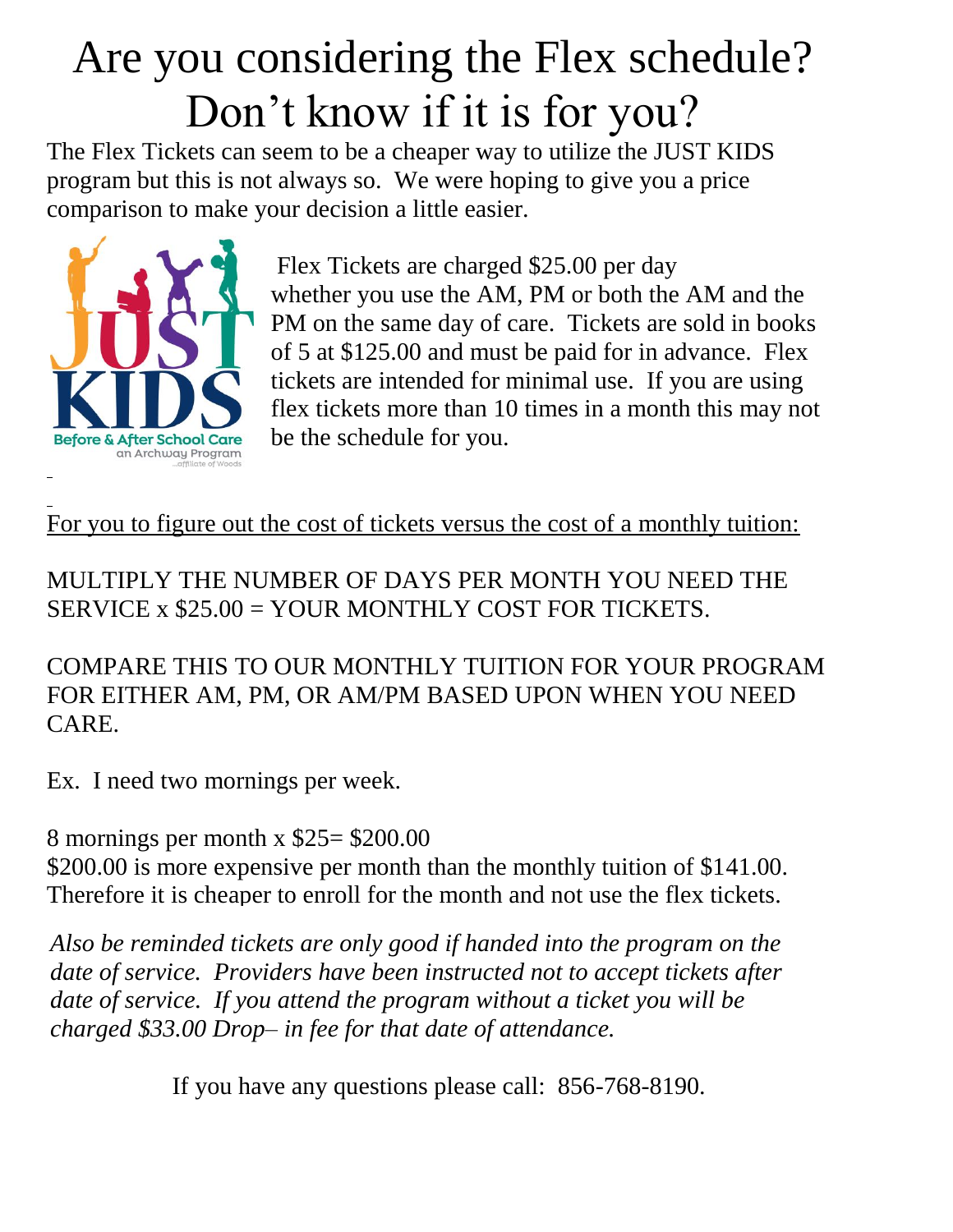# Are you considering the Flex schedule? Don't know if it is for you?

The Flex Tickets can seem to be a cheaper way to utilize the JUST KIDS program but this is not always so. We were hoping to give you a price comparison to make your decision a little easier.

Flex Tickets are charged $25.00 per day whether you use the AM, PM or both the AM and the PM on the same day of care. Tickets are sold in books of 5 at $125.00 and must be paid for in advance. Flex tickets are intended for minimal use. If you are using flex tickets more than 10 times in a month this may not be the schedule for you.

For you to figure out the cost of tickets versus the cost of a monthly tuition:

MULTIPLY THE NUMBER OF DAYS PER MONTH YOU NEED THE SERVICE x $25.00 = YOUR MONTHLY COST FOR TICKETS.

COMPARE THIS TO OUR MONTHLY TUITION FOR YOUR PROGRAM FOR EITHER AM, PM, OR AM/PM BASED UPON WHEN YOU NEED CARE.

Ex. I need two mornings per week.

8 mornings per month x $25= $200.00
$200.00 is more expensive per month than the monthly tuition of $141.00. Therefore it is cheaper to enroll for the month and not use the flex tickets.

*Also be reminded tickets are only good if handed into the program on the date of service. Providers have been instructed not to accept tickets after date of service. If you attend the program without a ticket you will be charged $33.00 Drop– in fee for that date of attendance.*

If you have any questions please call: 856-768-8190.